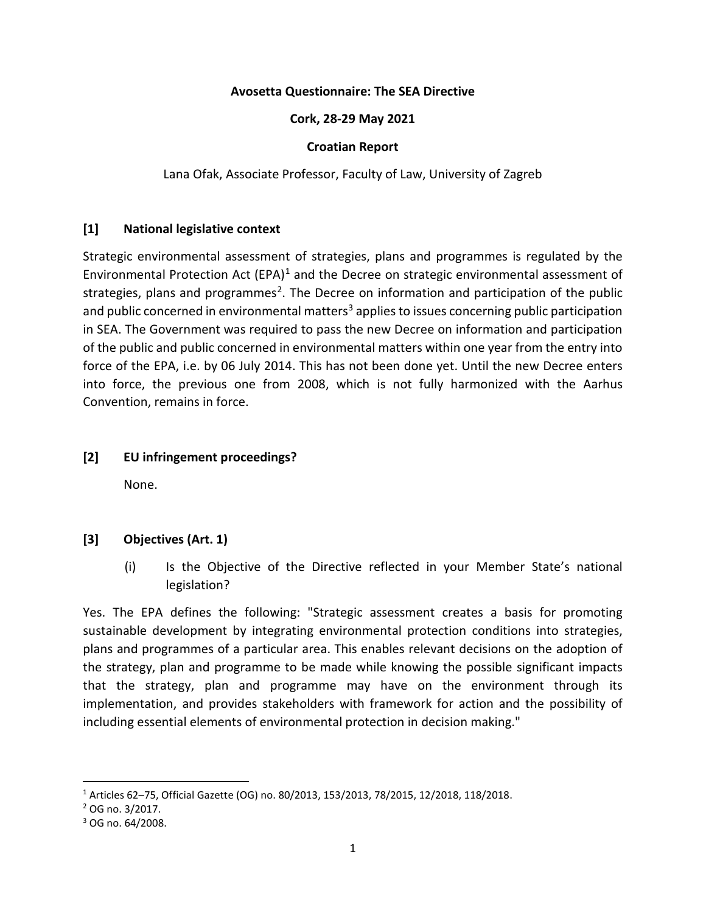**Avosetta Questionnaire: The SEA Directive**

**Cork, 28-29 May 2021**

**Croatian Report**

Lana Ofak, Associate Professor, Faculty of Law, University of Zagreb

## [1] National legislative context

Strategic environmental assessment of strategies, plans and programmes is regulated by the Environmental Protection Act (EPA)[1] and the Decree on strategic environmental assessment of strategies, plans and programmes[2]. The Decree on information and participation of the public and public concerned in environmental matters[3] applies to issues concerning public participation in SEA. The Government was required to pass the new Decree on information and participation of the public and public concerned in environmental matters within one year from the entry into force of the EPA, i.e. by 06 July 2014. This has not been done yet. Until the new Decree enters into force, the previous one from 2008, which is not fully harmonized with the Aarhus Convention, remains in force.

## [2] EU infringement proceedings?

None.

## [3] Objectives (Art. 1)

(i) Is the Objective of the Directive reflected in your Member State's national legislation?

Yes. The EPA defines the following: "Strategic assessment creates a basis for promoting sustainable development by integrating environmental protection conditions into strategies, plans and programmes of a particular area. This enables relevant decisions on the adoption of the strategy, plan and programme to be made while knowing the possible significant impacts that the strategy, plan and programme may have on the environment through its implementation, and provides stakeholders with framework for action and the possibility of including essential elements of environmental protection in decision making."

---

[1] Articles 62–75, Official Gazette (OG) no. 80/2013, 153/2013, 78/2015, 12/2018, 118/2018.

[2] OG no. 3/2017.

[3] OG no. 64/2008.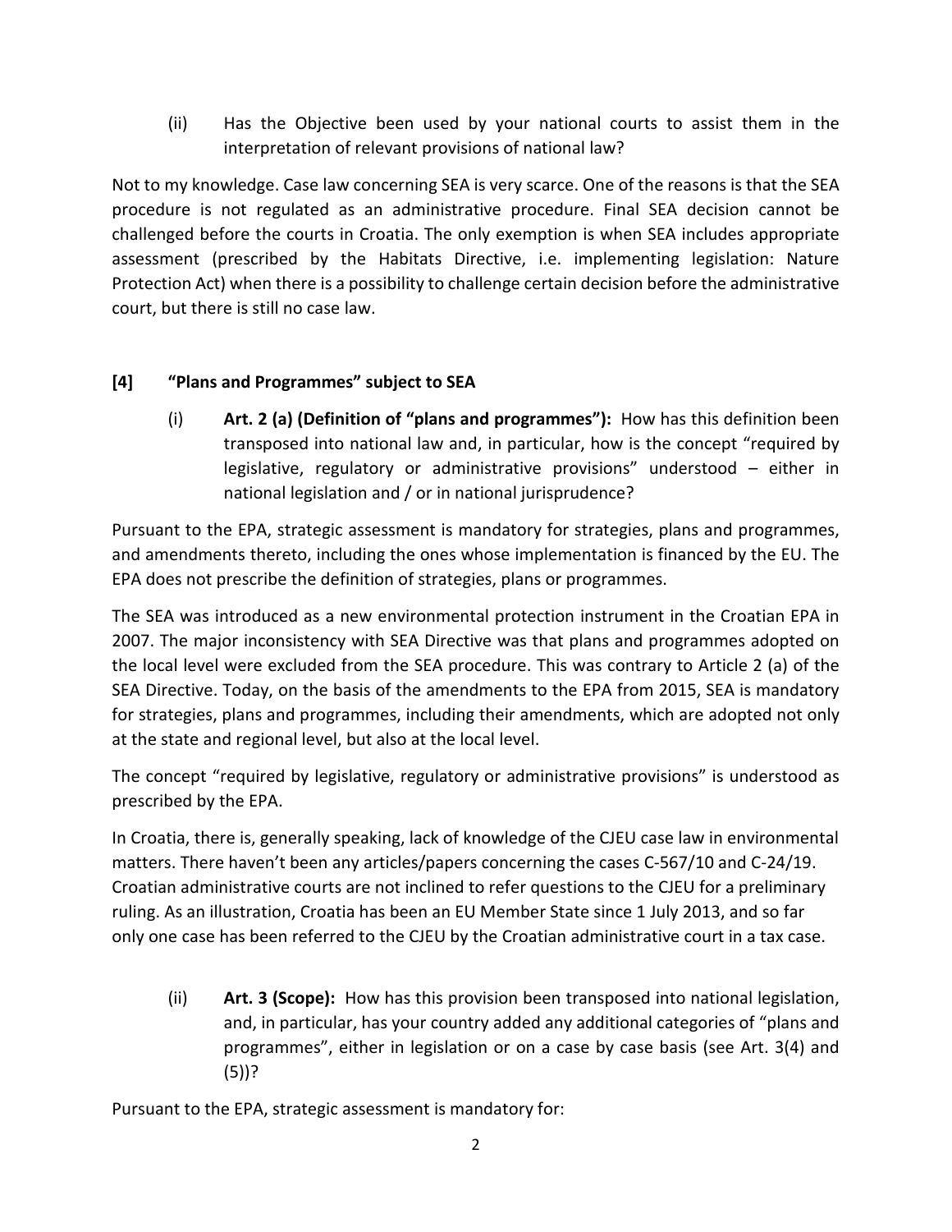(ii) Has the Objective been used by your national courts to assist them in the interpretation of relevant provisions of national law?

Not to my knowledge. Case law concerning SEA is very scarce. One of the reasons is that the SEA procedure is not regulated as an administrative procedure. Final SEA decision cannot be challenged before the courts in Croatia. The only exemption is when SEA includes appropriate assessment (prescribed by the Habitats Directive, i.e. implementing legislation: Nature Protection Act) when there is a possibility to challenge certain decision before the administrative court, but there is still no case law.

## [4] "Plans and Programmes" subject to SEA

(i) **Art. 2 (a) (Definition of "plans and programmes"):** How has this definition been transposed into national law and, in particular, how is the concept "required by legislative, regulatory or administrative provisions" understood – either in national legislation and / or in national jurisprudence?

Pursuant to the EPA, strategic assessment is mandatory for strategies, plans and programmes, and amendments thereto, including the ones whose implementation is financed by the EU. The EPA does not prescribe the definition of strategies, plans or programmes.

The SEA was introduced as a new environmental protection instrument in the Croatian EPA in 2007. The major inconsistency with SEA Directive was that plans and programmes adopted on the local level were excluded from the SEA procedure. This was contrary to Article 2 (a) of the SEA Directive. Today, on the basis of the amendments to the EPA from 2015, SEA is mandatory for strategies, plans and programmes, including their amendments, which are adopted not only at the state and regional level, but also at the local level.

The concept "required by legislative, regulatory or administrative provisions" is understood as prescribed by the EPA.

In Croatia, there is, generally speaking, lack of knowledge of the CJEU case law in environmental matters. There haven't been any articles/papers concerning the cases C-567/10 and C-24/19. Croatian administrative courts are not inclined to refer questions to the CJEU for a preliminary ruling. As an illustration, Croatia has been an EU Member State since 1 July 2013, and so far only one case has been referred to the CJEU by the Croatian administrative court in a tax case.

(ii) **Art. 3 (Scope):** How has this provision been transposed into national legislation, and, in particular, has your country added any additional categories of "plans and programmes", either in legislation or on a case by case basis (see Art. 3(4) and (5))?

Pursuant to the EPA, strategic assessment is mandatory for: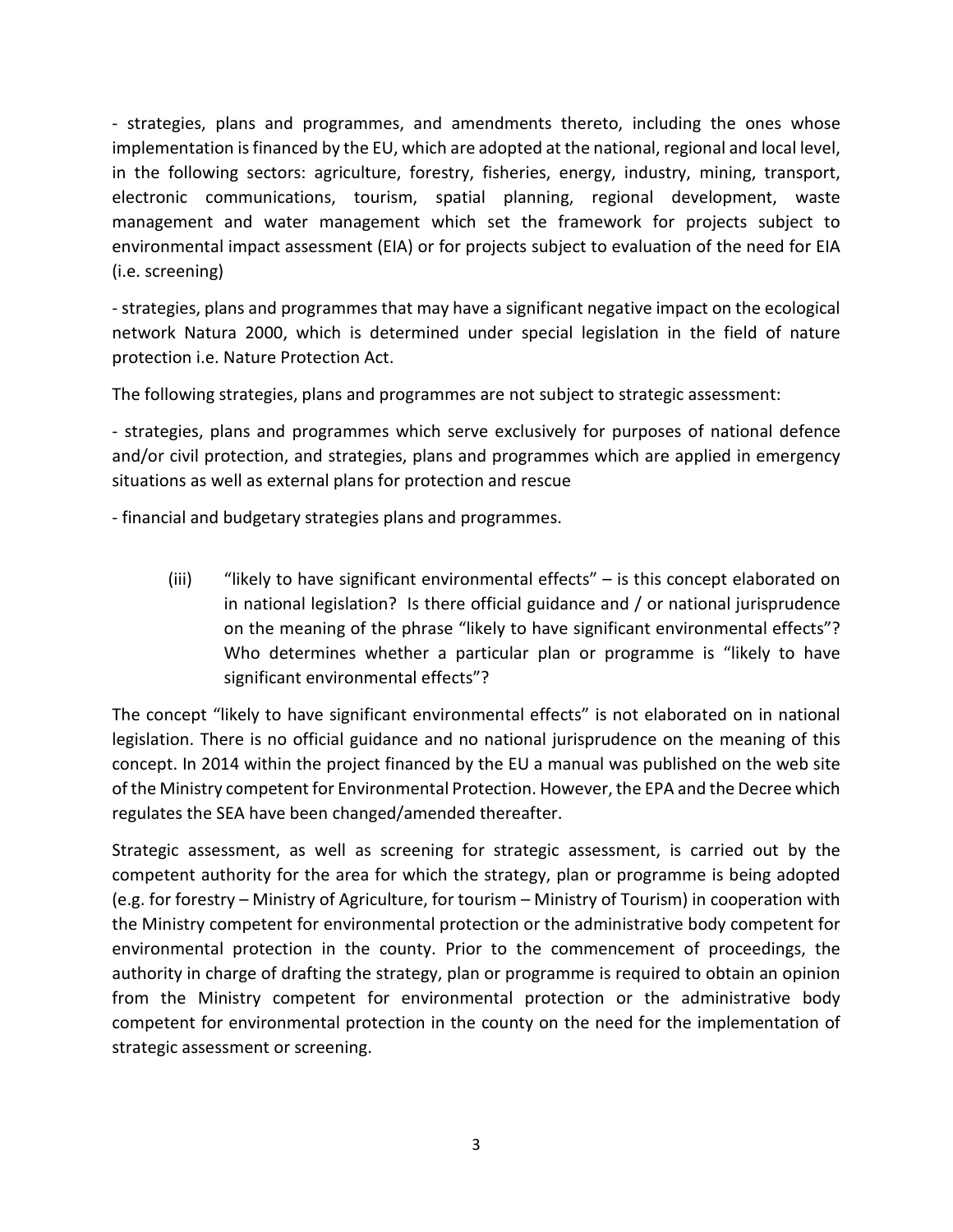- strategies, plans and programmes, and amendments thereto, including the ones whose implementation is financed by the EU, which are adopted at the national, regional and local level, in the following sectors: agriculture, forestry, fisheries, energy, industry, mining, transport, electronic communications, tourism, spatial planning, regional development, waste management and water management which set the framework for projects subject to environmental impact assessment (EIA) or for projects subject to evaluation of the need for EIA (i.e. screening)

- strategies, plans and programmes that may have a significant negative impact on the ecological network Natura 2000, which is determined under special legislation in the field of nature protection i.e. Nature Protection Act.

The following strategies, plans and programmes are not subject to strategic assessment:

- strategies, plans and programmes which serve exclusively for purposes of national defence and/or civil protection, and strategies, plans and programmes which are applied in emergency situations as well as external plans for protection and rescue

- financial and budgetary strategies plans and programmes.

(iii) "likely to have significant environmental effects" – is this concept elaborated on in national legislation? Is there official guidance and / or national jurisprudence on the meaning of the phrase "likely to have significant environmental effects"? Who determines whether a particular plan or programme is "likely to have significant environmental effects"?

The concept "likely to have significant environmental effects" is not elaborated on in national legislation. There is no official guidance and no national jurisprudence on the meaning of this concept. In 2014 within the project financed by the EU a manual was published on the web site of the Ministry competent for Environmental Protection. However, the EPA and the Decree which regulates the SEA have been changed/amended thereafter.

Strategic assessment, as well as screening for strategic assessment, is carried out by the competent authority for the area for which the strategy, plan or programme is being adopted (e.g. for forestry – Ministry of Agriculture, for tourism – Ministry of Tourism) in cooperation with the Ministry competent for environmental protection or the administrative body competent for environmental protection in the county. Prior to the commencement of proceedings, the authority in charge of drafting the strategy, plan or programme is required to obtain an opinion from the Ministry competent for environmental protection or the administrative body competent for environmental protection in the county on the need for the implementation of strategic assessment or screening.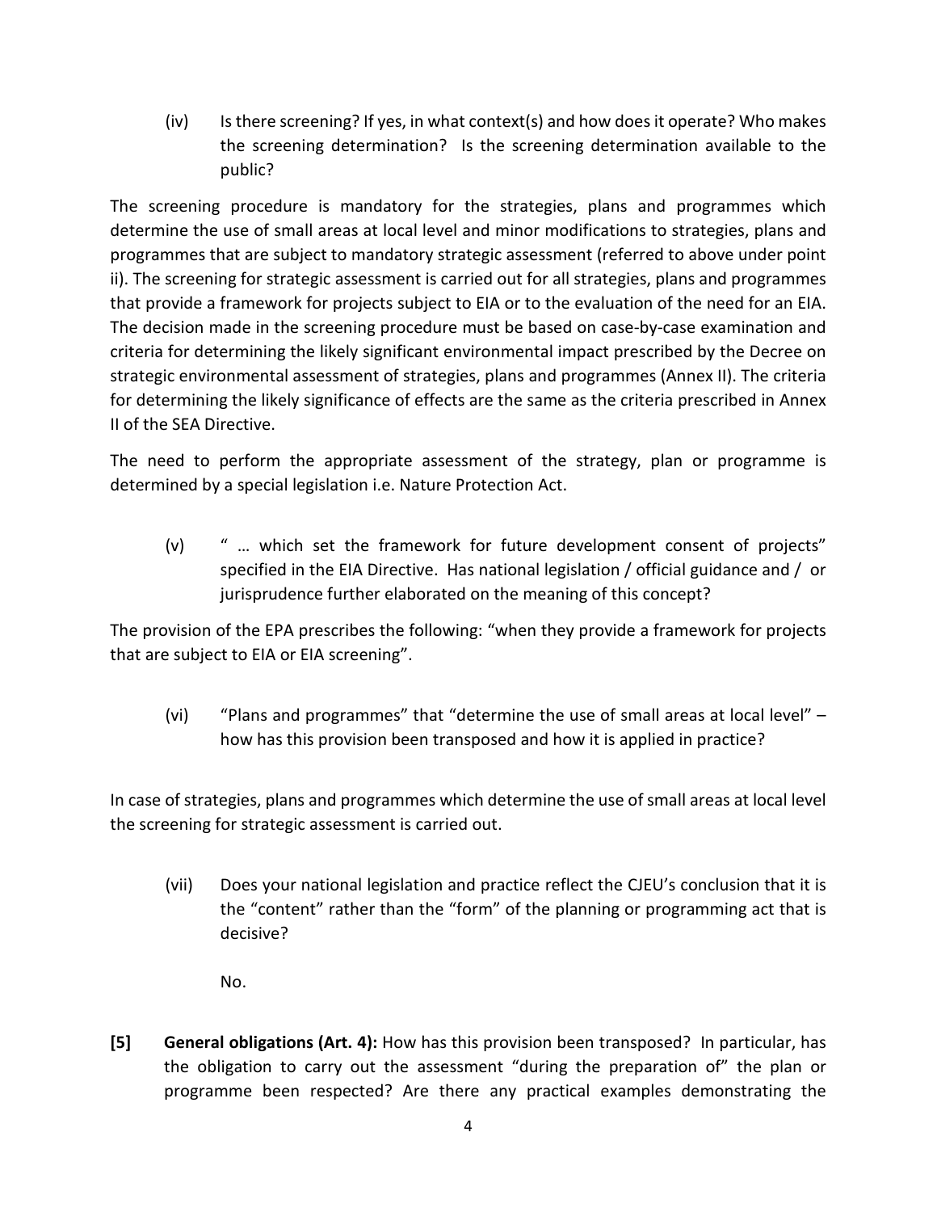(iv) Is there screening? If yes, in what context(s) and how does it operate? Who makes the screening determination? Is the screening determination available to the public?

The screening procedure is mandatory for the strategies, plans and programmes which determine the use of small areas at local level and minor modifications to strategies, plans and programmes that are subject to mandatory strategic assessment (referred to above under point ii). The screening for strategic assessment is carried out for all strategies, plans and programmes that provide a framework for projects subject to EIA or to the evaluation of the need for an EIA. The decision made in the screening procedure must be based on case-by-case examination and criteria for determining the likely significant environmental impact prescribed by the Decree on strategic environmental assessment of strategies, plans and programmes (Annex II). The criteria for determining the likely significance of effects are the same as the criteria prescribed in Annex II of the SEA Directive.

The need to perform the appropriate assessment of the strategy, plan or programme is determined by a special legislation i.e. Nature Protection Act.

(v) " … which set the framework for future development consent of projects" specified in the EIA Directive. Has national legislation / official guidance and / or jurisprudence further elaborated on the meaning of this concept?

The provision of the EPA prescribes the following: "when they provide a framework for projects that are subject to EIA or EIA screening".

(vi) "Plans and programmes" that "determine the use of small areas at local level" – how has this provision been transposed and how it is applied in practice?

In case of strategies, plans and programmes which determine the use of small areas at local level the screening for strategic assessment is carried out.

(vii) Does your national legislation and practice reflect the CJEU's conclusion that it is the "content" rather than the "form" of the planning or programming act that is decisive?

No.

**[5] General obligations (Art. 4):** How has this provision been transposed? In particular, has the obligation to carry out the assessment "during the preparation of" the plan or programme been respected? Are there any practical examples demonstrating the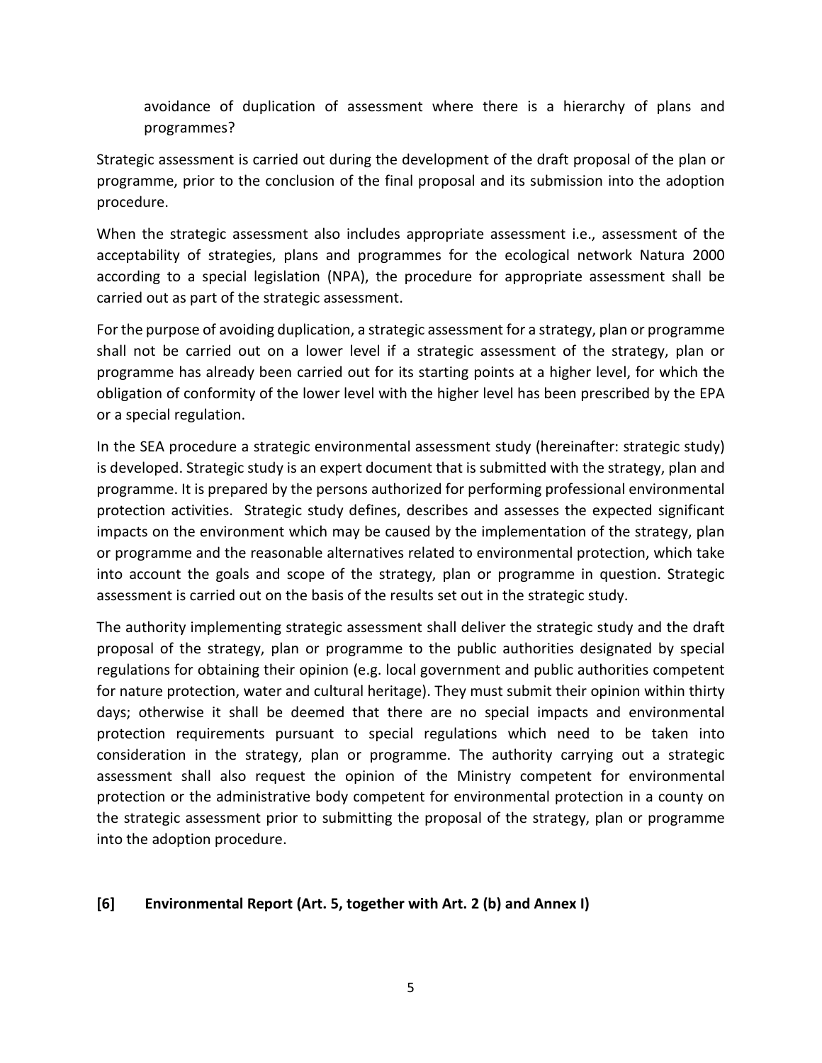avoidance of duplication of assessment where there is a hierarchy of plans and programmes?

Strategic assessment is carried out during the development of the draft proposal of the plan or programme, prior to the conclusion of the final proposal and its submission into the adoption procedure.

When the strategic assessment also includes appropriate assessment i.e., assessment of the acceptability of strategies, plans and programmes for the ecological network Natura 2000 according to a special legislation (NPA), the procedure for appropriate assessment shall be carried out as part of the strategic assessment.

For the purpose of avoiding duplication, a strategic assessment for a strategy, plan or programme shall not be carried out on a lower level if a strategic assessment of the strategy, plan or programme has already been carried out for its starting points at a higher level, for which the obligation of conformity of the lower level with the higher level has been prescribed by the EPA or a special regulation.

In the SEA procedure a strategic environmental assessment study (hereinafter: strategic study) is developed. Strategic study is an expert document that is submitted with the strategy, plan and programme. It is prepared by the persons authorized for performing professional environmental protection activities. Strategic study defines, describes and assesses the expected significant impacts on the environment which may be caused by the implementation of the strategy, plan or programme and the reasonable alternatives related to environmental protection, which take into account the goals and scope of the strategy, plan or programme in question. Strategic assessment is carried out on the basis of the results set out in the strategic study.

The authority implementing strategic assessment shall deliver the strategic study and the draft proposal of the strategy, plan or programme to the public authorities designated by special regulations for obtaining their opinion (e.g. local government and public authorities competent for nature protection, water and cultural heritage). They must submit their opinion within thirty days; otherwise it shall be deemed that there are no special impacts and environmental protection requirements pursuant to special regulations which need to be taken into consideration in the strategy, plan or programme. The authority carrying out a strategic assessment shall also request the opinion of the Ministry competent for environmental protection or the administrative body competent for environmental protection in a county on the strategic assessment prior to submitting the proposal of the strategy, plan or programme into the adoption procedure.

## [6] Environmental Report (Art. 5, together with Art. 2 (b) and Annex I)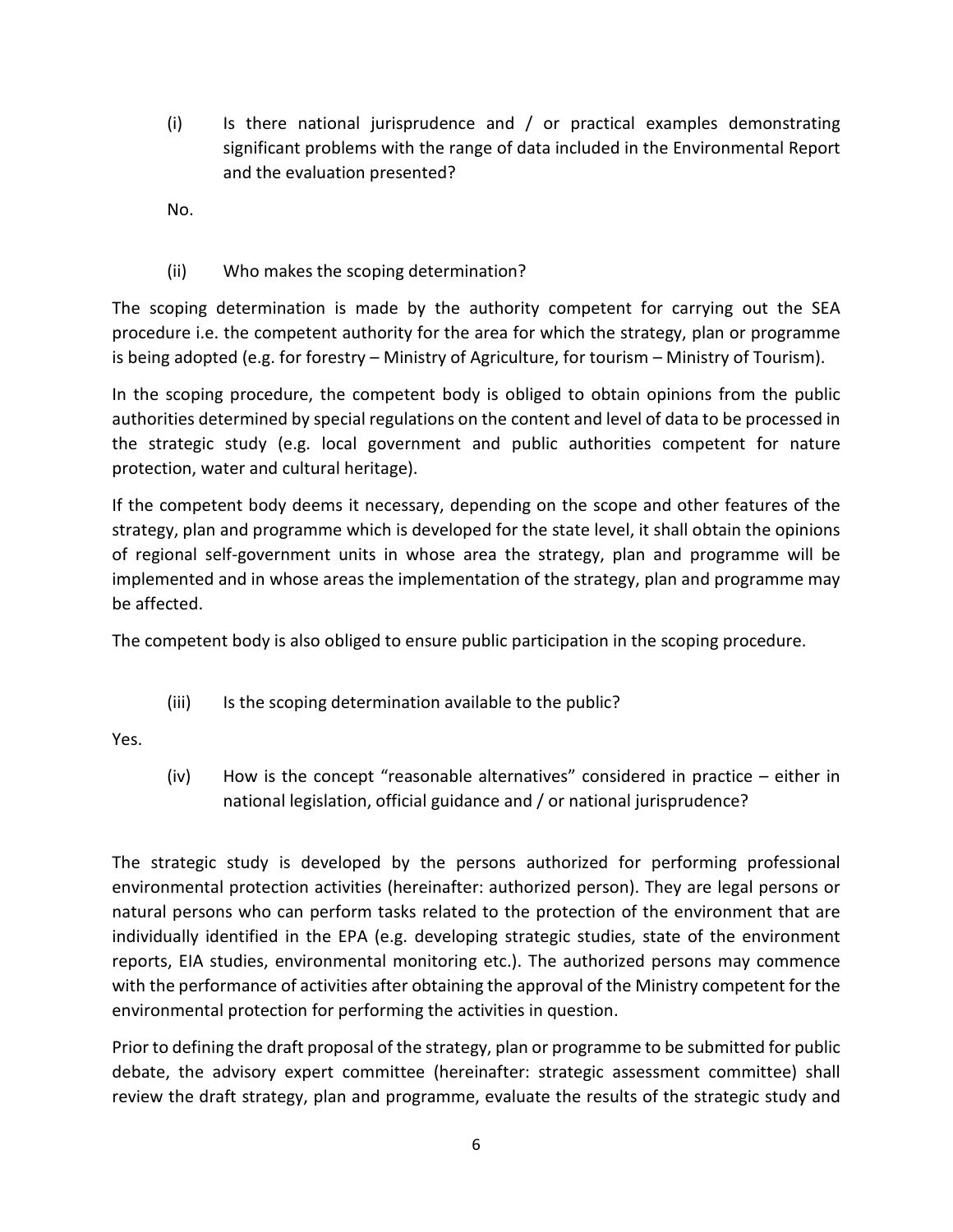(i) Is there national jurisprudence and / or practical examples demonstrating significant problems with the range of data included in the Environmental Report and the evaluation presented?

No.

(ii) Who makes the scoping determination?

The scoping determination is made by the authority competent for carrying out the SEA procedure i.e. the competent authority for the area for which the strategy, plan or programme is being adopted (e.g. for forestry – Ministry of Agriculture, for tourism – Ministry of Tourism).

In the scoping procedure, the competent body is obliged to obtain opinions from the public authorities determined by special regulations on the content and level of data to be processed in the strategic study (e.g. local government and public authorities competent for nature protection, water and cultural heritage).

If the competent body deems it necessary, depending on the scope and other features of the strategy, plan and programme which is developed for the state level, it shall obtain the opinions of regional self-government units in whose area the strategy, plan and programme will be implemented and in whose areas the implementation of the strategy, plan and programme may be affected.

The competent body is also obliged to ensure public participation in the scoping procedure.

(iii) Is the scoping determination available to the public?

Yes.

(iv) How is the concept "reasonable alternatives" considered in practice – either in national legislation, official guidance and / or national jurisprudence?

The strategic study is developed by the persons authorized for performing professional environmental protection activities (hereinafter: authorized person). They are legal persons or natural persons who can perform tasks related to the protection of the environment that are individually identified in the EPA (e.g. developing strategic studies, state of the environment reports, EIA studies, environmental monitoring etc.). The authorized persons may commence with the performance of activities after obtaining the approval of the Ministry competent for the environmental protection for performing the activities in question.

Prior to defining the draft proposal of the strategy, plan or programme to be submitted for public debate, the advisory expert committee (hereinafter: strategic assessment committee) shall review the draft strategy, plan and programme, evaluate the results of the strategic study and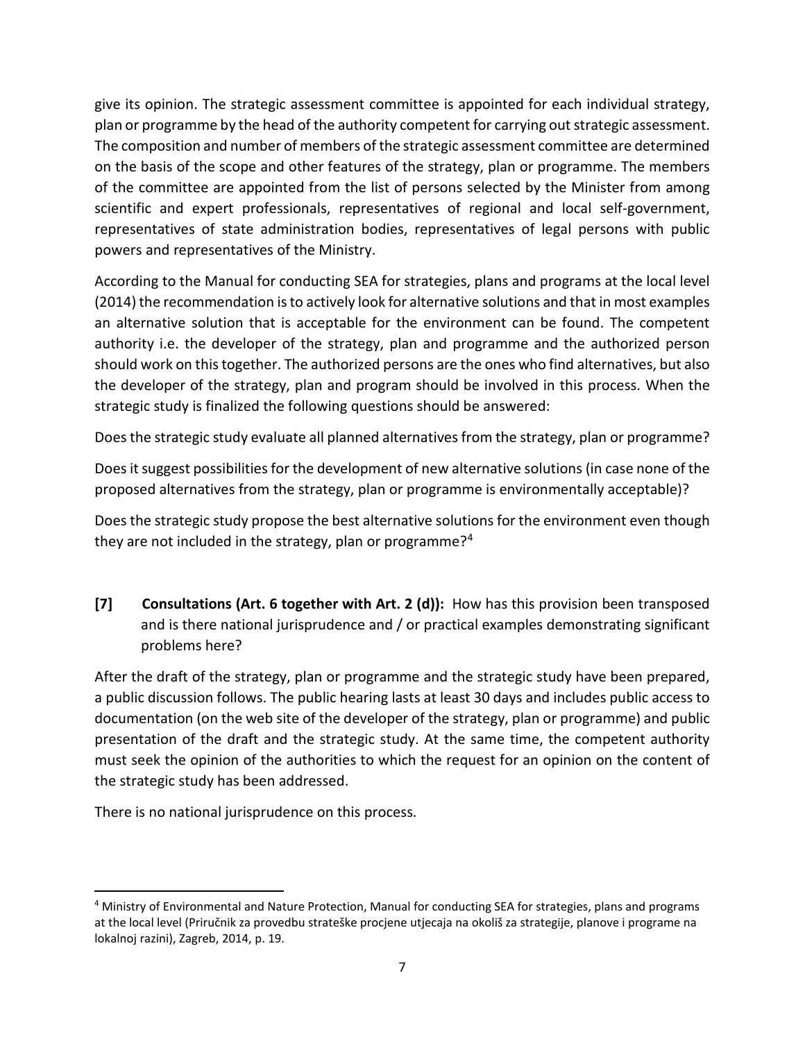give its opinion. The strategic assessment committee is appointed for each individual strategy, plan or programme by the head of the authority competent for carrying out strategic assessment. The composition and number of members of the strategic assessment committee are determined on the basis of the scope and other features of the strategy, plan or programme. The members of the committee are appointed from the list of persons selected by the Minister from among scientific and expert professionals, representatives of regional and local self-government, representatives of state administration bodies, representatives of legal persons with public powers and representatives of the Ministry.

According to the Manual for conducting SEA for strategies, plans and programs at the local level (2014) the recommendation is to actively look for alternative solutions and that in most examples an alternative solution that is acceptable for the environment can be found. The competent authority i.e. the developer of the strategy, plan and programme and the authorized person should work on this together. The authorized persons are the ones who find alternatives, but also the developer of the strategy, plan and program should be involved in this process. When the strategic study is finalized the following questions should be answered:

Does the strategic study evaluate all planned alternatives from the strategy, plan or programme?

Does it suggest possibilities for the development of new alternative solutions (in case none of the proposed alternatives from the strategy, plan or programme is environmentally acceptable)?

Does the strategic study propose the best alternative solutions for the environment even though they are not included in the strategy, plan or programme?[4]

**[7] Consultations (Art. 6 together with Art. 2 (d)):** How has this provision been transposed and is there national jurisprudence and / or practical examples demonstrating significant problems here?

After the draft of the strategy, plan or programme and the strategic study have been prepared, a public discussion follows. The public hearing lasts at least 30 days and includes public access to documentation (on the web site of the developer of the strategy, plan or programme) and public presentation of the draft and the strategic study. At the same time, the competent authority must seek the opinion of the authorities to which the request for an opinion on the content of the strategic study has been addressed.

There is no national jurisprudence on this process.

---

[4] Ministry of Environmental and Nature Protection, Manual for conducting SEA for strategies, plans and programs at the local level (Priručnik za provedbu strateške procjene utjecaja na okoliš za strategije, planove i programe na lokalnoj razini), Zagreb, 2014, p. 19.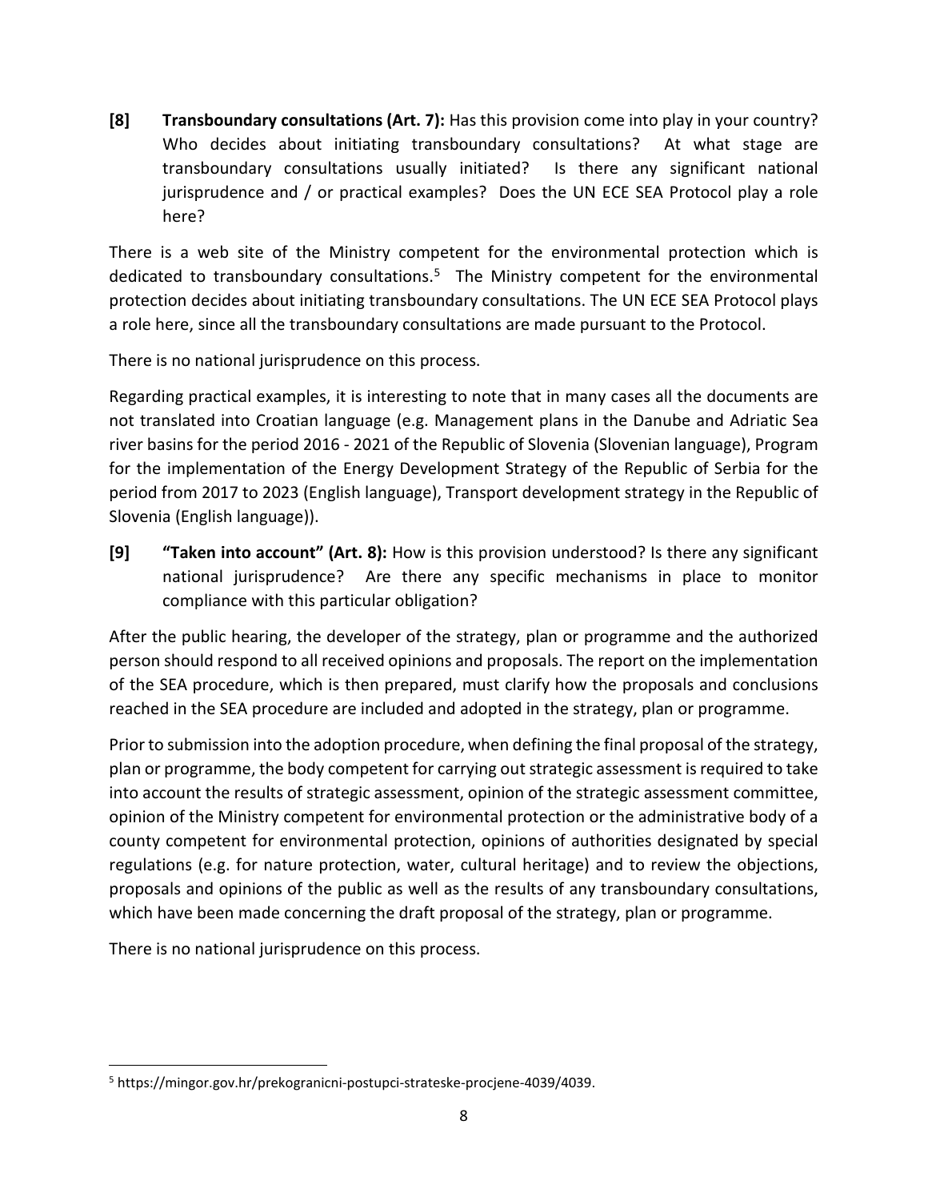**[8] Transboundary consultations (Art. 7):** Has this provision come into play in your country? Who decides about initiating transboundary consultations? At what stage are transboundary consultations usually initiated? Is there any significant national jurisprudence and / or practical examples? Does the UN ECE SEA Protocol play a role here?

There is a web site of the Ministry competent for the environmental protection which is dedicated to transboundary consultations.[5] The Ministry competent for the environmental protection decides about initiating transboundary consultations. The UN ECE SEA Protocol plays a role here, since all the transboundary consultations are made pursuant to the Protocol.

There is no national jurisprudence on this process.

Regarding practical examples, it is interesting to note that in many cases all the documents are not translated into Croatian language (e.g. Management plans in the Danube and Adriatic Sea river basins for the period 2016 - 2021 of the Republic of Slovenia (Slovenian language), Program for the implementation of the Energy Development Strategy of the Republic of Serbia for the period from 2017 to 2023 (English language), Transport development strategy in the Republic of Slovenia (English language)).

**[9] "Taken into account" (Art. 8):** How is this provision understood? Is there any significant national jurisprudence? Are there any specific mechanisms in place to monitor compliance with this particular obligation?

After the public hearing, the developer of the strategy, plan or programme and the authorized person should respond to all received opinions and proposals. The report on the implementation of the SEA procedure, which is then prepared, must clarify how the proposals and conclusions reached in the SEA procedure are included and adopted in the strategy, plan or programme.

Prior to submission into the adoption procedure, when defining the final proposal of the strategy, plan or programme, the body competent for carrying out strategic assessment is required to take into account the results of strategic assessment, opinion of the strategic assessment committee, opinion of the Ministry competent for environmental protection or the administrative body of a county competent for environmental protection, opinions of authorities designated by special regulations (e.g. for nature protection, water, cultural heritage) and to review the objections, proposals and opinions of the public as well as the results of any transboundary consultations, which have been made concerning the draft proposal of the strategy, plan or programme.

There is no national jurisprudence on this process.

---

[5] https://mingor.gov.hr/prekogranicni-postupci-strateske-procjene-4039/4039.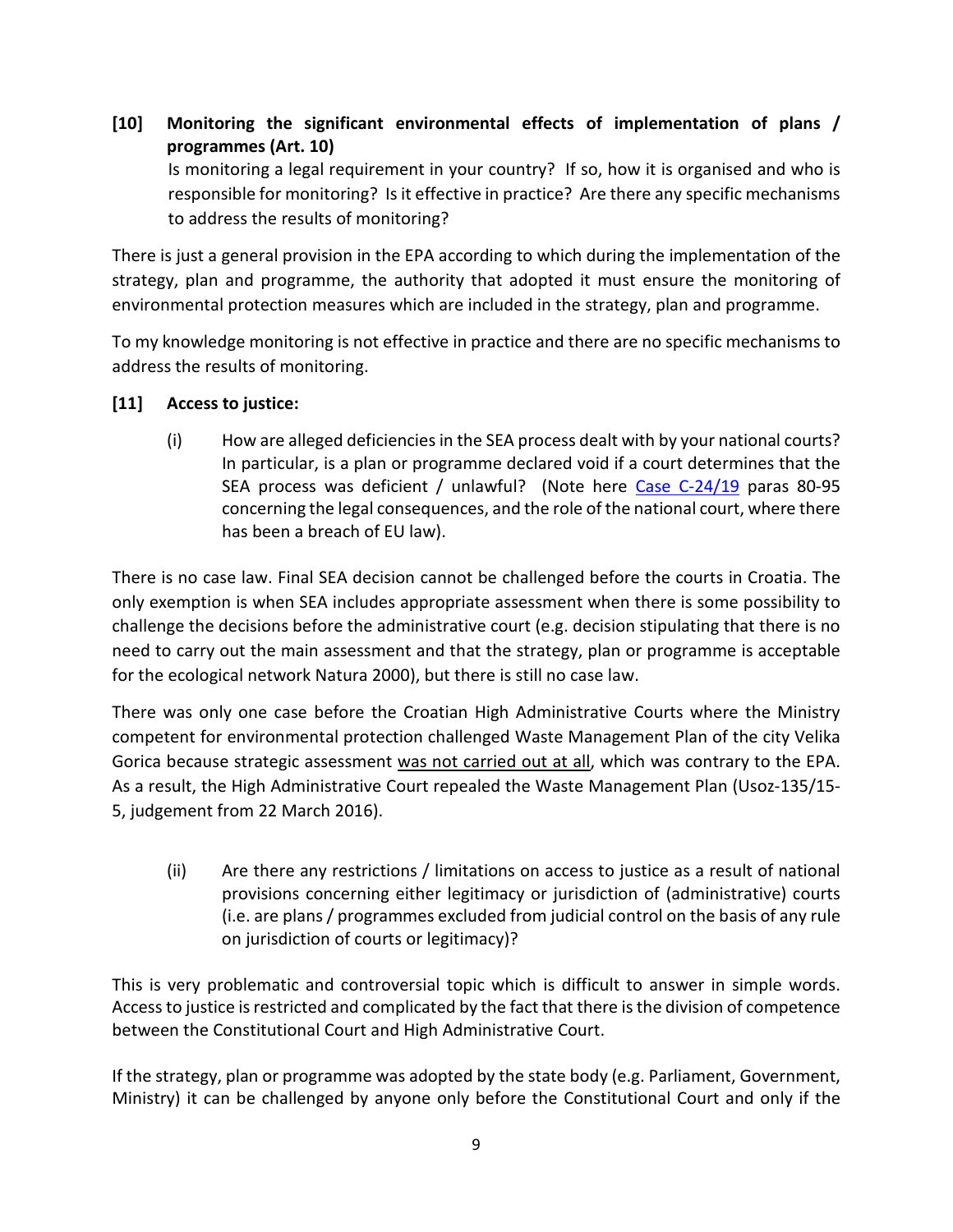**[10] Monitoring the significant environmental effects of implementation of plans / programmes (Art. 10)**

Is monitoring a legal requirement in your country? If so, how it is organised and who is responsible for monitoring? Is it effective in practice? Are there any specific mechanisms to address the results of monitoring?

There is just a general provision in the EPA according to which during the implementation of the strategy, plan and programme, the authority that adopted it must ensure the monitoring of environmental protection measures which are included in the strategy, plan and programme.

To my knowledge monitoring is not effective in practice and there are no specific mechanisms to address the results of monitoring.

**[11] Access to justice:**

(i) How are alleged deficiencies in the SEA process dealt with by your national courts? In particular, is a plan or programme declared void if a court determines that the SEA process was deficient / unlawful? (Note here [Case C-24/19](#) paras 80-95 concerning the legal consequences, and the role of the national court, where there has been a breach of EU law).

There is no case law. Final SEA decision cannot be challenged before the courts in Croatia. The only exemption is when SEA includes appropriate assessment when there is some possibility to challenge the decisions before the administrative court (e.g. decision stipulating that there is no need to carry out the main assessment and that the strategy, plan or programme is acceptable for the ecological network Natura 2000), but there is still no case law.

There was only one case before the Croatian High Administrative Courts where the Ministry competent for environmental protection challenged Waste Management Plan of the city Velika Gorica because strategic assessment <u>was not carried out at all</u>, which was contrary to the EPA. As a result, the High Administrative Court repealed the Waste Management Plan (Usoz-135/15-5, judgement from 22 March 2016).

(ii) Are there any restrictions / limitations on access to justice as a result of national provisions concerning either legitimacy or jurisdiction of (administrative) courts (i.e. are plans / programmes excluded from judicial control on the basis of any rule on jurisdiction of courts or legitimacy)?

This is very problematic and controversial topic which is difficult to answer in simple words. Access to justice is restricted and complicated by the fact that there is the division of competence between the Constitutional Court and High Administrative Court.

If the strategy, plan or programme was adopted by the state body (e.g. Parliament, Government, Ministry) it can be challenged by anyone only before the Constitutional Court and only if the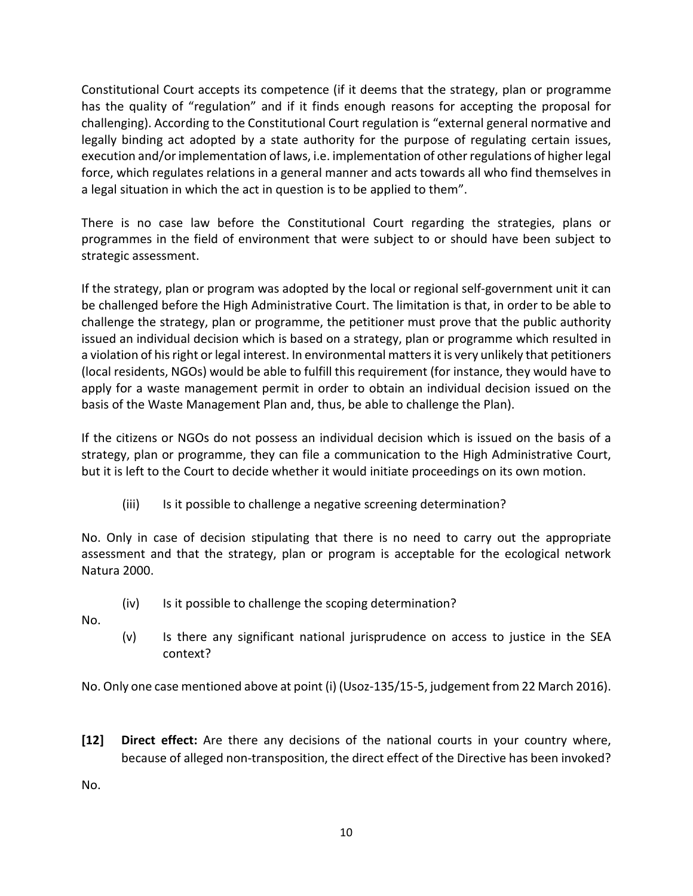Constitutional Court accepts its competence (if it deems that the strategy, plan or programme has the quality of "regulation" and if it finds enough reasons for accepting the proposal for challenging). According to the Constitutional Court regulation is "external general normative and legally binding act adopted by a state authority for the purpose of regulating certain issues, execution and/or implementation of laws, i.e. implementation of other regulations of higher legal force, which regulates relations in a general manner and acts towards all who find themselves in a legal situation in which the act in question is to be applied to them".

There is no case law before the Constitutional Court regarding the strategies, plans or programmes in the field of environment that were subject to or should have been subject to strategic assessment.

If the strategy, plan or program was adopted by the local or regional self-government unit it can be challenged before the High Administrative Court. The limitation is that, in order to be able to challenge the strategy, plan or programme, the petitioner must prove that the public authority issued an individual decision which is based on a strategy, plan or programme which resulted in a violation of his right or legal interest. In environmental matters it is very unlikely that petitioners (local residents, NGOs) would be able to fulfill this requirement (for instance, they would have to apply for a waste management permit in order to obtain an individual decision issued on the basis of the Waste Management Plan and, thus, be able to challenge the Plan).

If the citizens or NGOs do not possess an individual decision which is issued on the basis of a strategy, plan or programme, they can file a communication to the High Administrative Court, but it is left to the Court to decide whether it would initiate proceedings on its own motion.

(iii) Is it possible to challenge a negative screening determination?

No. Only in case of decision stipulating that there is no need to carry out the appropriate assessment and that the strategy, plan or program is acceptable for the ecological network Natura 2000.

(iv) Is it possible to challenge the scoping determination?

No.

(v) Is there any significant national jurisprudence on access to justice in the SEA context?

No. Only one case mentioned above at point (i) (Usoz-135/15-5, judgement from 22 March 2016).

**[12] Direct effect:** Are there any decisions of the national courts in your country where, because of alleged non-transposition, the direct effect of the Directive has been invoked?

No.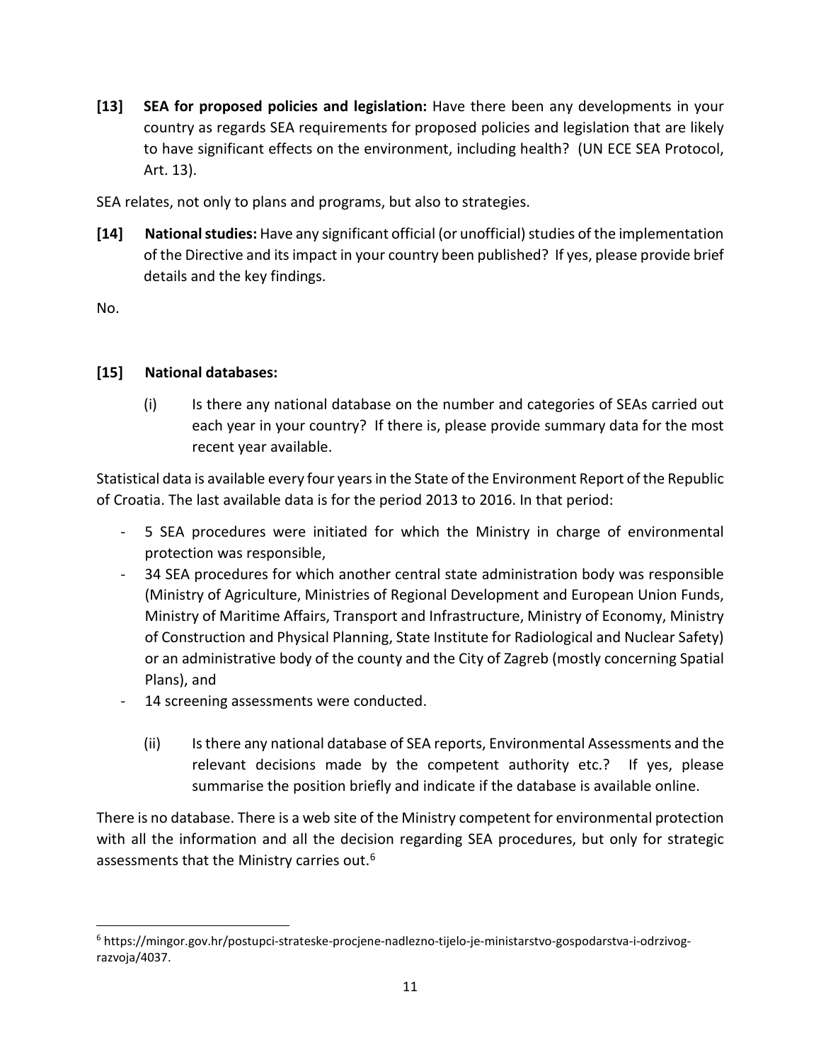**[13] SEA for proposed policies and legislation:** Have there been any developments in your country as regards SEA requirements for proposed policies and legislation that are likely to have significant effects on the environment, including health? (UN ECE SEA Protocol, Art. 13).

SEA relates, not only to plans and programs, but also to strategies.

**[14] National studies:** Have any significant official (or unofficial) studies of the implementation of the Directive and its impact in your country been published? If yes, please provide brief details and the key findings.

No.

**[15] National databases:**

(i) Is there any national database on the number and categories of SEAs carried out each year in your country? If there is, please provide summary data for the most recent year available.

Statistical data is available every four years in the State of the Environment Report of the Republic of Croatia. The last available data is for the period 2013 to 2016. In that period:

- 5 SEA procedures were initiated for which the Ministry in charge of environmental protection was responsible,
- 34 SEA procedures for which another central state administration body was responsible (Ministry of Agriculture, Ministries of Regional Development and European Union Funds, Ministry of Maritime Affairs, Transport and Infrastructure, Ministry of Economy, Ministry of Construction and Physical Planning, State Institute for Radiological and Nuclear Safety) or an administrative body of the county and the City of Zagreb (mostly concerning Spatial Plans), and
- 14 screening assessments were conducted.

(ii) Is there any national database of SEA reports, Environmental Assessments and the relevant decisions made by the competent authority etc.? If yes, please summarise the position briefly and indicate if the database is available online.

There is no database. There is a web site of the Ministry competent for environmental protection with all the information and all the decision regarding SEA procedures, but only for strategic assessments that the Ministry carries out.[6]

[6] https://mingor.gov.hr/postupci-strateske-procjene-nadlezno-tijelo-je-ministarstvo-gospodarstva-i-odrzivog-razvoja/4037.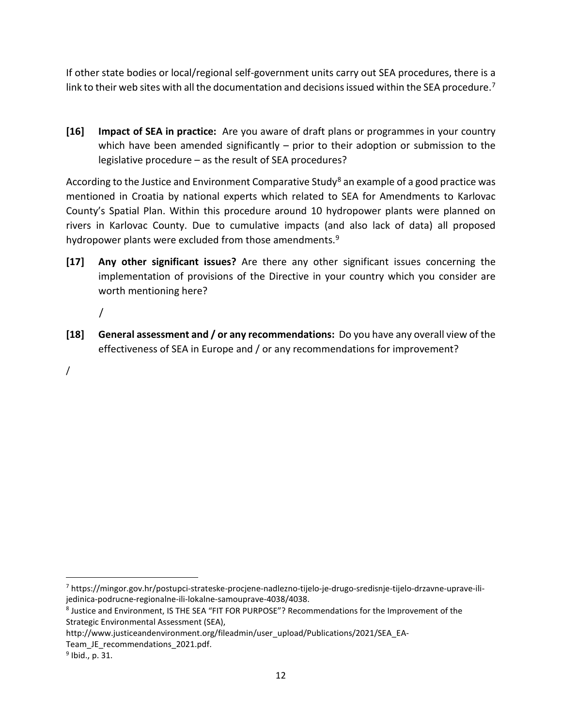If other state bodies or local/regional self-government units carry out SEA procedures, there is a link to their web sites with all the documentation and decisions issued within the SEA procedure.[7]

**[16] Impact of SEA in practice:** Are you aware of draft plans or programmes in your country which have been amended significantly – prior to their adoption or submission to the legislative procedure – as the result of SEA procedures?

According to the Justice and Environment Comparative Study[8] an example of a good practice was mentioned in Croatia by national experts which related to SEA for Amendments to Karlovac County's Spatial Plan. Within this procedure around 10 hydropower plants were planned on rivers in Karlovac County. Due to cumulative impacts (and also lack of data) all proposed hydropower plants were excluded from those amendments.[9]

**[17] Any other significant issues?** Are there any other significant issues concerning the implementation of provisions of the Directive in your country which you consider are worth mentioning here?

/

**[18] General assessment and / or any recommendations:** Do you have any overall view of the effectiveness of SEA in Europe and / or any recommendations for improvement?

/

---

[7] https://mingor.gov.hr/postupci-strateske-procjene-nadlezno-tijelo-je-drugo-sredisnje-tijelo-drzavne-uprave-ili-jedinica-podrucne-regionalne-ili-lokalne-samouprave-4038/4038.

[8] Justice and Environment, IS THE SEA "FIT FOR PURPOSE"? Recommendations for the Improvement of the Strategic Environmental Assessment (SEA), http://www.justiceandenvironment.org/fileadmin/user_upload/Publications/2021/SEA_EA-Team_JE_recommendations_2021.pdf.

[9] Ibid., p. 31.